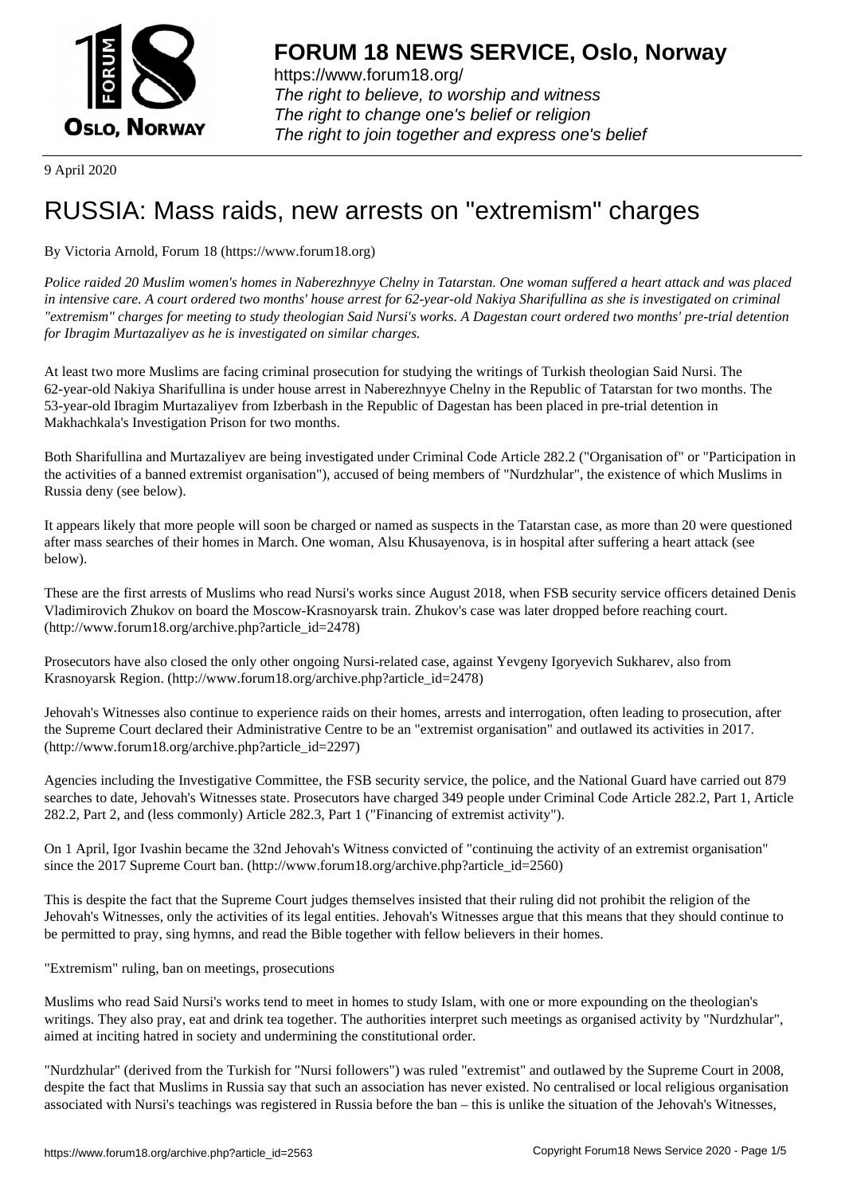# FORUM 18 NEWS SERVICE, Oslo, Norway

https://www.forum18.org/
*The right to believe, to worship and witness*
*The right to change one's belief or religion*
*The right to join together and express one's belief*

9 April 2020

# RUSSIA: Mass raids, new arrests on "extremism" charges

By Victoria Arnold, Forum 18 (https://www.forum18.org)

*Police raided 20 Muslim women's homes in Naberezhnyye Chelny in Tatarstan. One woman suffered a heart attack and was placed in intensive care. A court ordered two months' house arrest for 62-year-old Nakiya Sharifullina as she is investigated on criminal "extremism" charges for meeting to study theologian Said Nursi's works. A Dagestan court ordered two months' pre-trial detention for Ibragim Murtazaliyev as he is investigated on similar charges.*

At least two more Muslims are facing criminal prosecution for studying the writings of Turkish theologian Said Nursi. The 62-year-old Nakiya Sharifullina is under house arrest in Naberezhnyye Chelny in the Republic of Tatarstan for two months. The 53-year-old Ibragim Murtazaliyev from Izberbash in the Republic of Dagestan has been placed in pre-trial detention in Makhachkala's Investigation Prison for two months.

Both Sharifullina and Murtazaliyev are being investigated under Criminal Code Article 282.2 ("Organisation of" or "Participation in the activities of a banned extremist organisation"), accused of being members of "Nurdzhular", the existence of which Muslims in Russia deny (see below).

It appears likely that more people will soon be charged or named as suspects in the Tatarstan case, as more than 20 were questioned after mass searches of their homes in March. One woman, Alsu Khusayenova, is in hospital after suffering a heart attack (see below).

These are the first arrests of Muslims who read Nursi's works since August 2018, when FSB security service officers detained Denis Vladimirovich Zhukov on board the Moscow-Krasnoyarsk train. Zhukov's case was later dropped before reaching court. (http://www.forum18.org/archive.php?article_id=2478)

Prosecutors have also closed the only other ongoing Nursi-related case, against Yevgeny Igoryevich Sukharev, also from Krasnoyarsk Region. (http://www.forum18.org/archive.php?article_id=2478)

Jehovah's Witnesses also continue to experience raids on their homes, arrests and interrogation, often leading to prosecution, after the Supreme Court declared their Administrative Centre to be an "extremist organisation" and outlawed its activities in 2017. (http://www.forum18.org/archive.php?article_id=2297)

Agencies including the Investigative Committee, the FSB security service, the police, and the National Guard have carried out 879 searches to date, Jehovah's Witnesses state. Prosecutors have charged 349 people under Criminal Code Article 282.2, Part 1, Article 282.2, Part 2, and (less commonly) Article 282.3, Part 1 ("Financing of extremist activity").

On 1 April, Igor Ivashin became the 32nd Jehovah's Witness convicted of "continuing the activity of an extremist organisation" since the 2017 Supreme Court ban. (http://www.forum18.org/archive.php?article_id=2560)

This is despite the fact that the Supreme Court judges themselves insisted that their ruling did not prohibit the religion of the Jehovah's Witnesses, only the activities of its legal entities. Jehovah's Witnesses argue that this means that they should continue to be permitted to pray, sing hymns, and read the Bible together with fellow believers in their homes.

"Extremism" ruling, ban on meetings, prosecutions

Muslims who read Said Nursi's works tend to meet in homes to study Islam, with one or more expounding on the theologian's writings. They also pray, eat and drink tea together. The authorities interpret such meetings as organised activity by "Nurdzhular", aimed at inciting hatred in society and undermining the constitutional order.

"Nurdzhular" (derived from the Turkish for "Nursi followers") was ruled "extremist" and outlawed by the Supreme Court in 2008, despite the fact that Muslims in Russia say that such an association has never existed. No centralised or local religious organisation associated with Nursi's teachings was registered in Russia before the ban – this is unlike the situation of the Jehovah's Witnesses,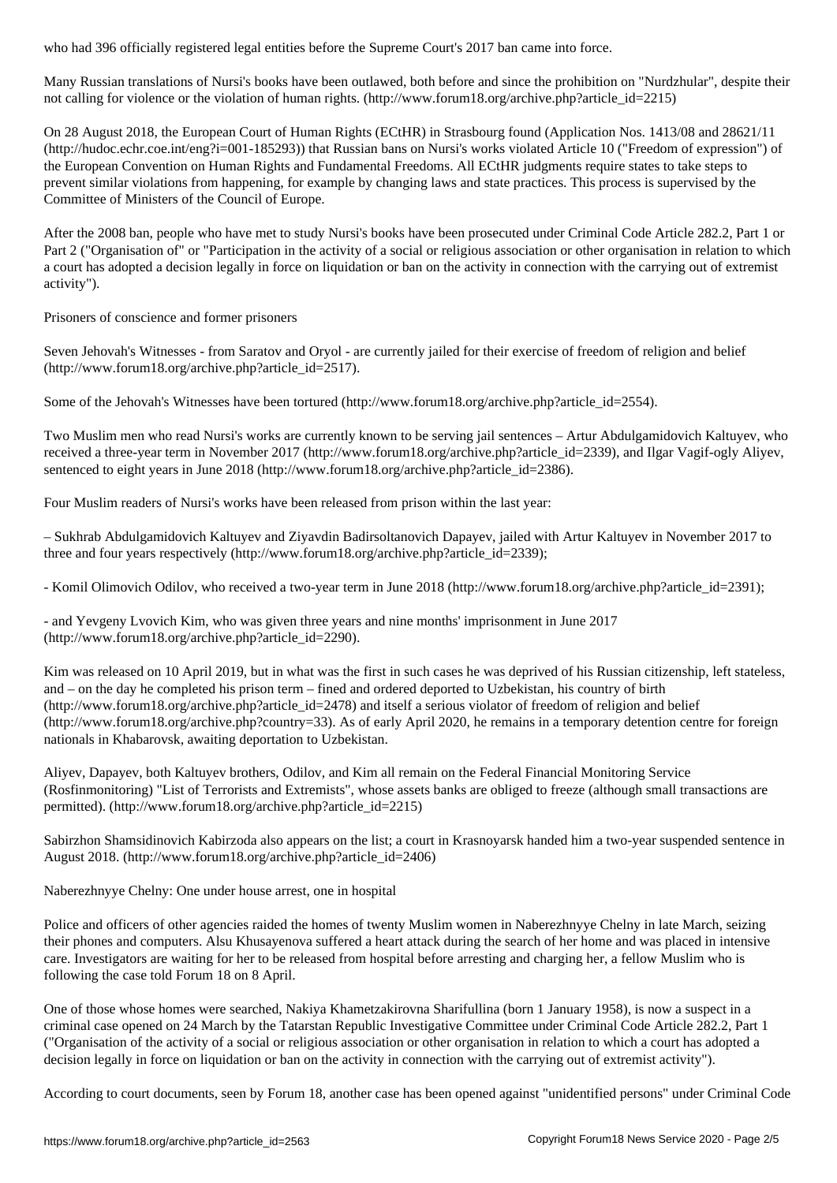who had 396 officially registered legal entities before the Supreme Court's 2017 ban came into force.

Many Russian translations of Nursi's books have been outlawed, both before and since the prohibition on "Nurdzhular", despite their not calling for violence or the violation of human rights. (http://www.forum18.org/archive.php?article_id=2215)

On 28 August 2018, the European Court of Human Rights (ECtHR) in Strasbourg found (Application Nos. 1413/08 and 28621/11 (http://hudoc.echr.coe.int/eng?i=001-185293)) that Russian bans on Nursi's works violated Article 10 ("Freedom of expression") of the European Convention on Human Rights and Fundamental Freedoms. All ECtHR judgments require states to take steps to prevent similar violations from happening, for example by changing laws and state practices. This process is supervised by the Committee of Ministers of the Council of Europe.

After the 2008 ban, people who have met to study Nursi's books have been prosecuted under Criminal Code Article 282.2, Part 1 or Part 2 ("Organisation of" or "Participation in the activity of a social or religious association or other organisation in relation to which a court has adopted a decision legally in force on liquidation or ban on the activity in connection with the carrying out of extremist activity").

## Prisoners of conscience and former prisoners

Seven Jehovah's Witnesses - from Saratov and Oryol - are currently jailed for their exercise of freedom of religion and belief (http://www.forum18.org/archive.php?article_id=2517).

Some of the Jehovah's Witnesses have been tortured (http://www.forum18.org/archive.php?article_id=2554).

Two Muslim men who read Nursi's works are currently known to be serving jail sentences – Artur Abdulgamidovich Kaltuyev, who received a three-year term in November 2017 (http://www.forum18.org/archive.php?article_id=2339), and Ilgar Vagif-ogly Aliyev, sentenced to eight years in June 2018 (http://www.forum18.org/archive.php?article_id=2386).

Four Muslim readers of Nursi's works have been released from prison within the last year:

– Sukhrab Abdulgamidovich Kaltuyev and Ziyavdin Badirsoltanovich Dapayev, jailed with Artur Kaltuyev in November 2017 to three and four years respectively (http://www.forum18.org/archive.php?article_id=2339);

- Komil Olimovich Odilov, who received a two-year term in June 2018 (http://www.forum18.org/archive.php?article_id=2391);

- and Yevgeny Lvovich Kim, who was given three years and nine months' imprisonment in June 2017 (http://www.forum18.org/archive.php?article_id=2290).

Kim was released on 10 April 2019, but in what was the first in such cases he was deprived of his Russian citizenship, left stateless, and – on the day he completed his prison term – fined and ordered deported to Uzbekistan, his country of birth (http://www.forum18.org/archive.php?article_id=2478) and itself a serious violator of freedom of religion and belief (http://www.forum18.org/archive.php?country=33). As of early April 2020, he remains in a temporary detention centre for foreign nationals in Khabarovsk, awaiting deportation to Uzbekistan.

Aliyev, Dapayev, both Kaltuyev brothers, Odilov, and Kim all remain on the Federal Financial Monitoring Service (Rosfinmonitoring) "List of Terrorists and Extremists", whose assets banks are obliged to freeze (although small transactions are permitted). (http://www.forum18.org/archive.php?article_id=2215)

Sabirzhon Shamsidinovich Kabirzoda also appears on the list; a court in Krasnoyarsk handed him a two-year suspended sentence in August 2018. (http://www.forum18.org/archive.php?article_id=2406)

## Naberezhnyye Chelny: One under house arrest, one in hospital

Police and officers of other agencies raided the homes of twenty Muslim women in Naberezhnyye Chelny in late March, seizing their phones and computers. Alsu Khusayenova suffered a heart attack during the search of her home and was placed in intensive care. Investigators are waiting for her to be released from hospital before arresting and charging her, a fellow Muslim who is following the case told Forum 18 on 8 April.

One of those whose homes were searched, Nakiya Khametzakirovna Sharifullina (born 1 January 1958), is now a suspect in a criminal case opened on 24 March by the Tatarstan Republic Investigative Committee under Criminal Code Article 282.2, Part 1 ("Organisation of the activity of a social or religious association or other organisation in relation to which a court has adopted a decision legally in force on liquidation or ban on the activity in connection with the carrying out of extremist activity").

According to court documents, seen by Forum 18, another case has been opened against "unidentified persons" under Criminal Code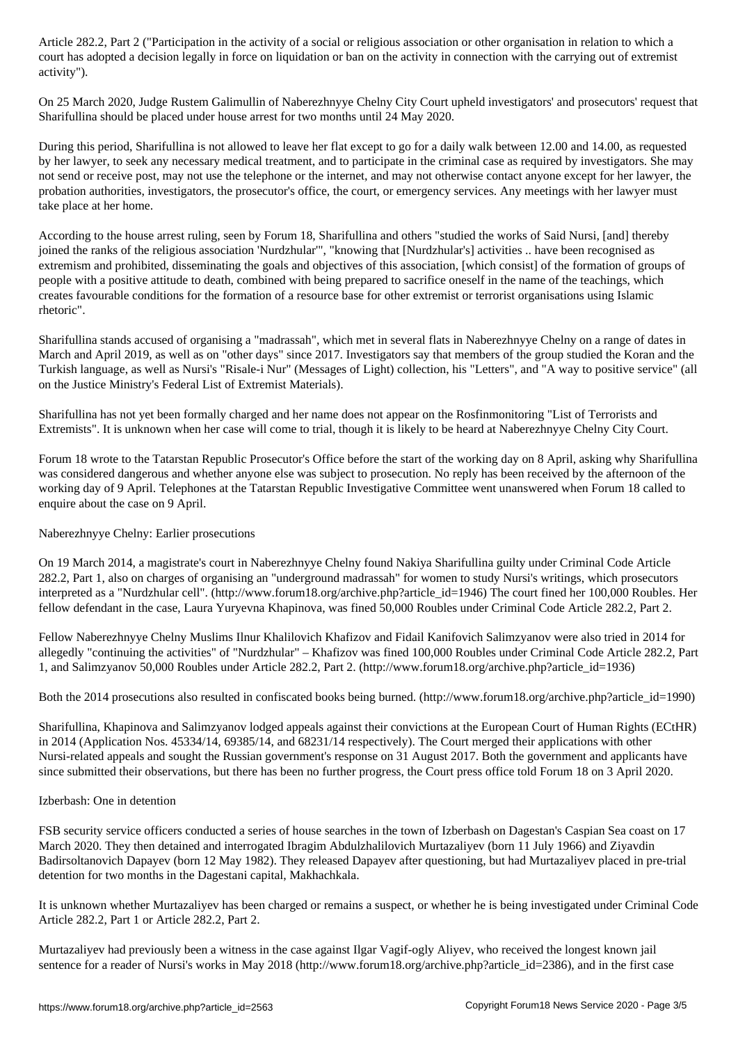Article 282.2, Part 2 ("Participation in the activity of a social or religious association or other organisation in relation to which a court has adopted a decision legally in force on liquidation or ban on the activity in connection with the carrying out of extremist activity").

On 25 March 2020, Judge Rustem Galimullin of Naberezhnyye Chelny City Court upheld investigators' and prosecutors' request that Sharifullina should be placed under house arrest for two months until 24 May 2020.

During this period, Sharifullina is not allowed to leave her flat except to go for a daily walk between 12.00 and 14.00, as requested by her lawyer, to seek any necessary medical treatment, and to participate in the criminal case as required by investigators. She may not send or receive post, may not use the telephone or the internet, and may not otherwise contact anyone except for her lawyer, the probation authorities, investigators, the prosecutor's office, the court, or emergency services. Any meetings with her lawyer must take place at her home.

According to the house arrest ruling, seen by Forum 18, Sharifullina and others "studied the works of Said Nursi, [and] thereby joined the ranks of the religious association 'Nurdzhular'", "knowing that [Nurdzhular's] activities .. have been recognised as extremism and prohibited, disseminating the goals and objectives of this association, [which consist] of the formation of groups of people with a positive attitude to death, combined with being prepared to sacrifice oneself in the name of the teachings, which creates favourable conditions for the formation of a resource base for other extremist or terrorist organisations using Islamic rhetoric".

Sharifullina stands accused of organising a "madrassah", which met in several flats in Naberezhnyye Chelny on a range of dates in March and April 2019, as well as on "other days" since 2017. Investigators say that members of the group studied the Koran and the Turkish language, as well as Nursi's "Risale-i Nur" (Messages of Light) collection, his "Letters", and "A way to positive service" (all on the Justice Ministry's Federal List of Extremist Materials).

Sharifullina has not yet been formally charged and her name does not appear on the Rosfinmonitoring "List of Terrorists and Extremists". It is unknown when her case will come to trial, though it is likely to be heard at Naberezhnyye Chelny City Court.

Forum 18 wrote to the Tatarstan Republic Prosecutor's Office before the start of the working day on 8 April, asking why Sharifullina was considered dangerous and whether anyone else was subject to prosecution. No reply has been received by the afternoon of the working day of 9 April. Telephones at the Tatarstan Republic Investigative Committee went unanswered when Forum 18 called to enquire about the case on 9 April.

## Naberezhnyye Chelny: Earlier prosecutions

On 19 March 2014, a magistrate's court in Naberezhnyye Chelny found Nakiya Sharifullina guilty under Criminal Code Article 282.2, Part 1, also on charges of organising an "underground madrassah" for women to study Nursi's writings, which prosecutors interpreted as a "Nurdzhular cell". (http://www.forum18.org/archive.php?article_id=1946) The court fined her 100,000 Roubles. Her fellow defendant in the case, Laura Yuryevna Khapinova, was fined 50,000 Roubles under Criminal Code Article 282.2, Part 2.

Fellow Naberezhnyye Chelny Muslims Ilnur Khalilovich Khafizov and Fidail Kanifovich Salimzyanov were also tried in 2014 for allegedly "continuing the activities" of "Nurdzhular" – Khafizov was fined 100,000 Roubles under Criminal Code Article 282.2, Part 1, and Salimzyanov 50,000 Roubles under Article 282.2, Part 2. (http://www.forum18.org/archive.php?article_id=1936)

Both the 2014 prosecutions also resulted in confiscated books being burned. (http://www.forum18.org/archive.php?article_id=1990)

Sharifullina, Khapinova and Salimzyanov lodged appeals against their convictions at the European Court of Human Rights (ECtHR) in 2014 (Application Nos. 45334/14, 69385/14, and 68231/14 respectively). The Court merged their applications with other Nursi-related appeals and sought the Russian government's response on 31 August 2017. Both the government and applicants have since submitted their observations, but there has been no further progress, the Court press office told Forum 18 on 3 April 2020.

## Izberbash: One in detention

FSB security service officers conducted a series of house searches in the town of Izberbash on Dagestan's Caspian Sea coast on 17 March 2020. They then detained and interrogated Ibragim Abdulzhalilovich Murtazaliyev (born 11 July 1966) and Ziyavdin Badirsoltanovich Dapayev (born 12 May 1982). They released Dapayev after questioning, but had Murtazaliyev placed in pre-trial detention for two months in the Dagestani capital, Makhachkala.

It is unknown whether Murtazaliyev has been charged or remains a suspect, or whether he is being investigated under Criminal Code Article 282.2, Part 1 or Article 282.2, Part 2.

Murtazaliyev had previously been a witness in the case against Ilgar Vagif-ogly Aliyev, who received the longest known jail sentence for a reader of Nursi's works in May 2018 (http://www.forum18.org/archive.php?article_id=2386), and in the first case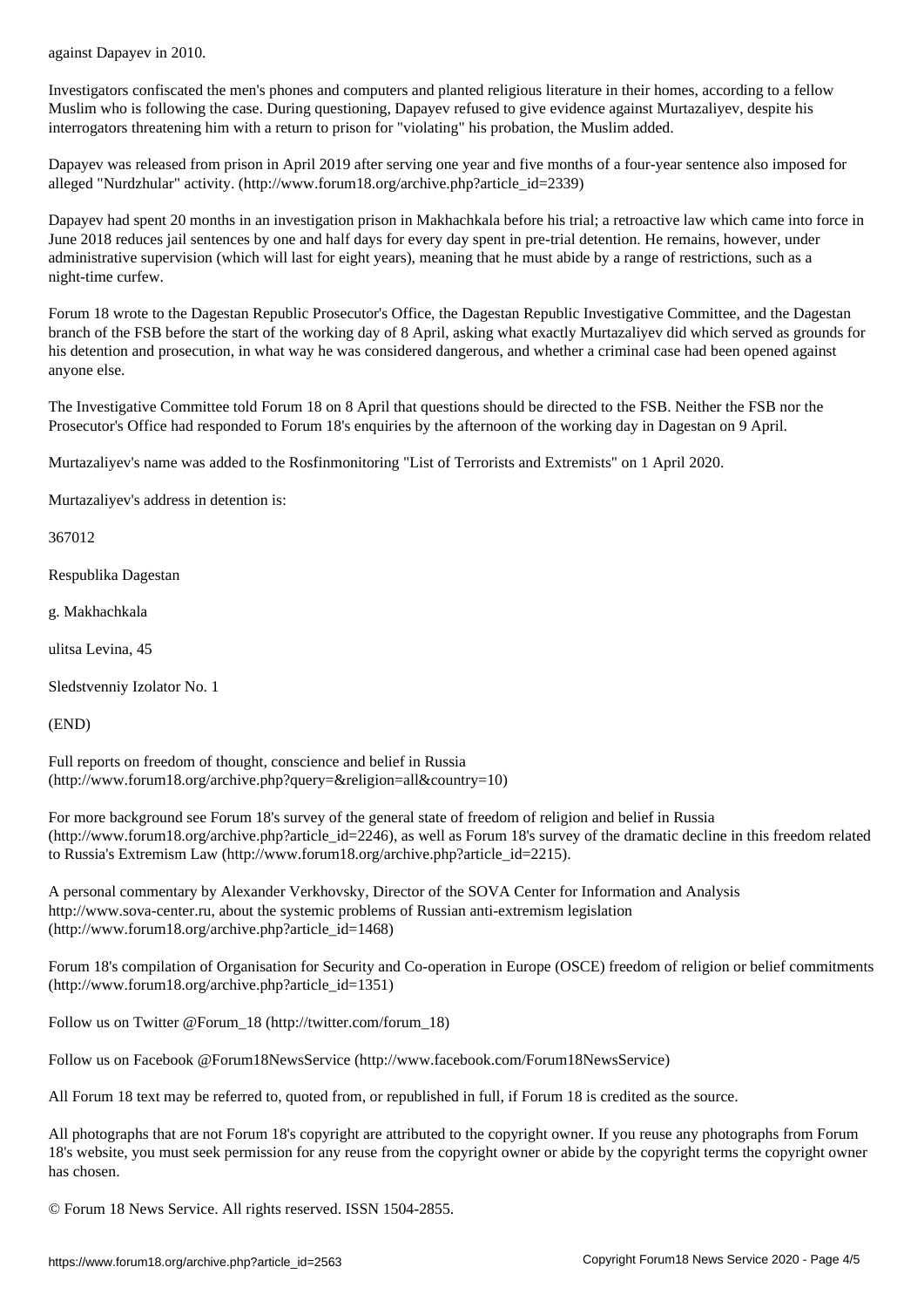against Dapayev in 2010.

Investigators confiscated the men's phones and computers and planted religious literature in their homes, according to a fellow Muslim who is following the case. During questioning, Dapayev refused to give evidence against Murtazaliyev, despite his interrogators threatening him with a return to prison for "violating" his probation, the Muslim added.

Dapayev was released from prison in April 2019 after serving one year and five months of a four-year sentence also imposed for alleged "Nurdzhular" activity. (http://www.forum18.org/archive.php?article_id=2339)

Dapayev had spent 20 months in an investigation prison in Makhachkala before his trial; a retroactive law which came into force in June 2018 reduces jail sentences by one and half days for every day spent in pre-trial detention. He remains, however, under administrative supervision (which will last for eight years), meaning that he must abide by a range of restrictions, such as a night-time curfew.

Forum 18 wrote to the Dagestan Republic Prosecutor's Office, the Dagestan Republic Investigative Committee, and the Dagestan branch of the FSB before the start of the working day of 8 April, asking what exactly Murtazaliyev did which served as grounds for his detention and prosecution, in what way he was considered dangerous, and whether a criminal case had been opened against anyone else.

The Investigative Committee told Forum 18 on 8 April that questions should be directed to the FSB. Neither the FSB nor the Prosecutor's Office had responded to Forum 18's enquiries by the afternoon of the working day in Dagestan on 9 April.

Murtazaliyev's name was added to the Rosfinmonitoring "List of Terrorists and Extremists" on 1 April 2020.

Murtazaliyev's address in detention is:

367012

Respublika Dagestan

g. Makhachkala

ulitsa Levina, 45

Sledstvenniy Izolator No. 1

(END)

Full reports on freedom of thought, conscience and belief in Russia (http://www.forum18.org/archive.php?query=&religion=all&country=10)

For more background see Forum 18's survey of the general state of freedom of religion and belief in Russia (http://www.forum18.org/archive.php?article_id=2246), as well as Forum 18's survey of the dramatic decline in this freedom related to Russia's Extremism Law (http://www.forum18.org/archive.php?article_id=2215).

A personal commentary by Alexander Verkhovsky, Director of the SOVA Center for Information and Analysis http://www.sova-center.ru, about the systemic problems of Russian anti-extremism legislation (http://www.forum18.org/archive.php?article_id=1468)

Forum 18's compilation of Organisation for Security and Co-operation in Europe (OSCE) freedom of religion or belief commitments (http://www.forum18.org/archive.php?article_id=1351)

Follow us on Twitter @Forum_18 (http://twitter.com/forum_18)

Follow us on Facebook @Forum18NewsService (http://www.facebook.com/Forum18NewsService)

All Forum 18 text may be referred to, quoted from, or republished in full, if Forum 18 is credited as the source.

All photographs that are not Forum 18's copyright are attributed to the copyright owner. If you reuse any photographs from Forum 18's website, you must seek permission for any reuse from the copyright owner or abide by the copyright terms the copyright owner has chosen.

© Forum 18 News Service. All rights reserved. ISSN 1504-2855.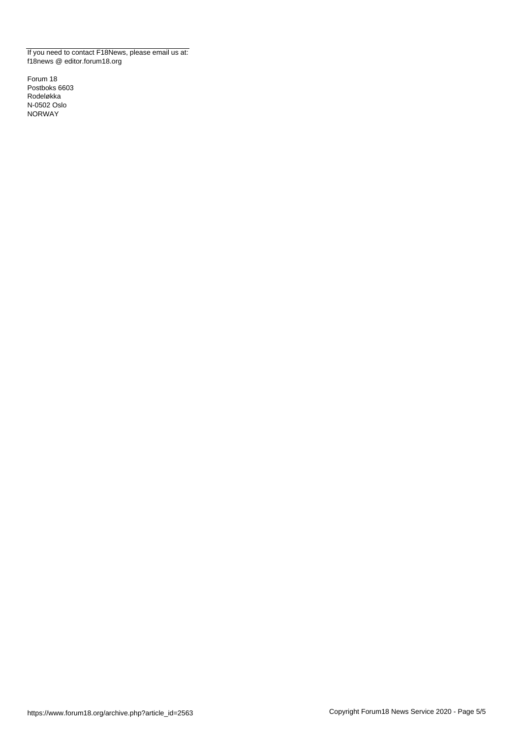If you need to contact F18News, please email us at:
f18news @ editor.forum18.org

Forum 18
Postboks 6603
Rodeløkka
N-0502 Oslo
NORWAY